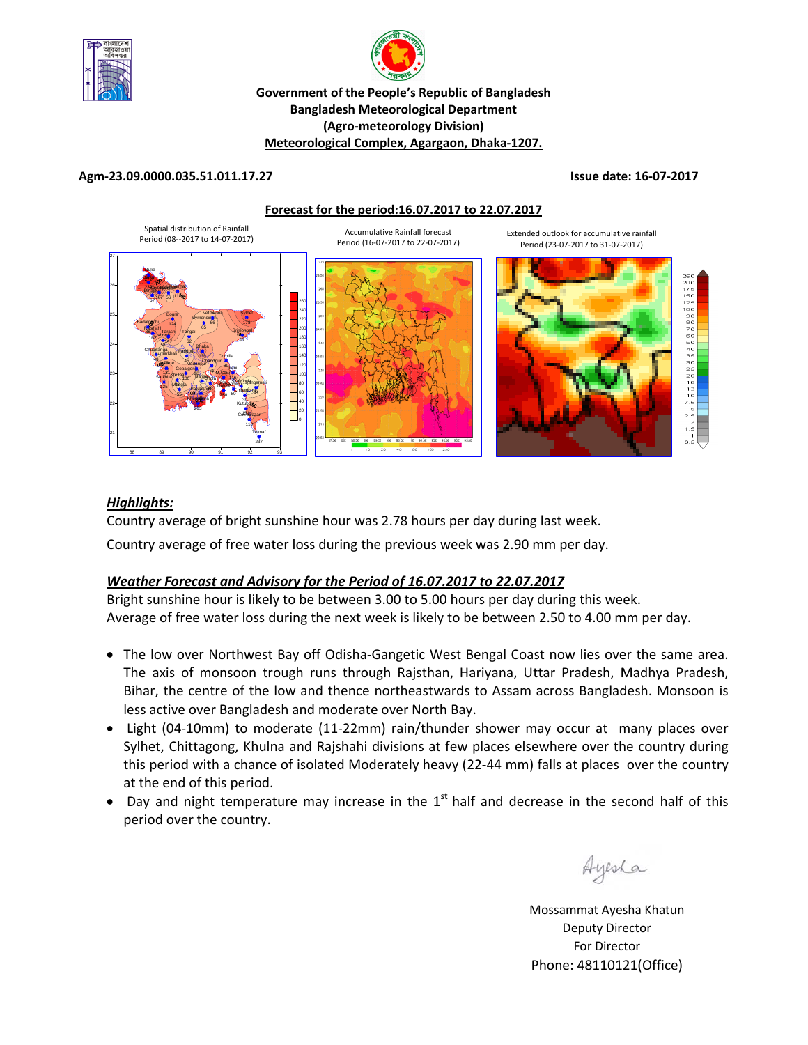**Government of the People's Republic of Bangladesh**
**Bangladesh Meteorological Department**
**(Agro-meteorology Division)**
**Meteorological Complex, Agargaon, Dhaka-1207.**

**Agm-23.09.0000.035.51.011.17.27** **Issue date: 16-07-2017**

**Forecast for the period:16.07.2017 to 22.07.2017**

Spatial distribution of Rainfall Period (08--2017 to 14-07-2017)

Accumulative Rainfall forecast Period (16-07-2017 to 22-07-2017)

Extended outlook for accumulative rainfall Period (23-07-2017 to 31-07-2017)

## *Highlights:*

Country average of bright sunshine hour was 2.78 hours per day during last week.

Country average of free water loss during the previous week was 2.90 mm per day.

## *Weather Forecast and Advisory for the Period of 16.07.2017 to 22.07.2017*

Bright sunshine hour is likely to be between 3.00 to 5.00 hours per day during this week.
Average of free water loss during the next week is likely to be between 2.50 to 4.00 mm per day.

- The low over Northwest Bay off Odisha-Gangetic West Bengal Coast now lies over the same area. The axis of monsoon trough runs through Rajsthan, Hariyana, Uttar Pradesh, Madhya Pradesh, Bihar, the centre of the low and thence northeastwards to Assam across Bangladesh. Monsoon is less active over Bangladesh and moderate over North Bay.
- Light (04-10mm) to moderate (11-22mm) rain/thunder shower may occur at many places over Sylhet, Chittagong, Khulna and Rajshahi divisions at few places elsewhere over the country during this period with a chance of isolated Moderately heavy (22-44 mm) falls at places over the country at the end of this period.
- Day and night temperature may increase in the 1st half and decrease in the second half of this period over the country.

Ayesha

Mossammat Ayesha Khatun
Deputy Director
For Director
Phone: 48110121(Office)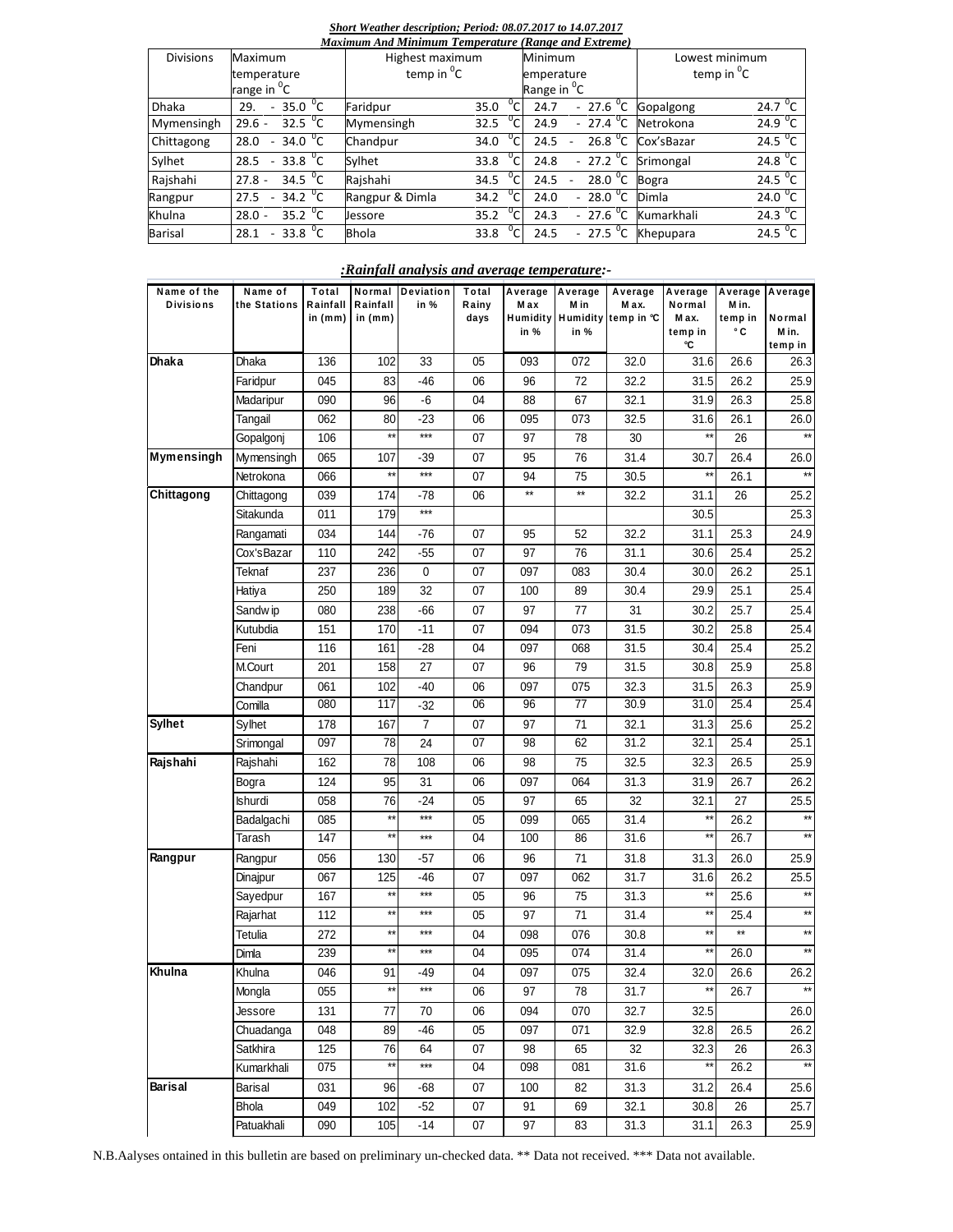***Short Weather description; Period: 08.07.2017 to 14.07.2017***

***Maximum And Minimum Temperature (Range and Extreme)***

| Divisions | Maximum temperature range in $^0$C | Highest maximum temp in $^0$C | | Minimum emperature Range in $^0$C | Lowest minimum temp in $^0$C | |
|---|---|---|---|---|---|---|
| Dhaka | 29. - 35.0 $^0$C | Faridpur | 35.0 $^0$C | 24.7 - 27.6 $^0$C | Gopalgong | 24.7 $^0$C |
| Mymensingh | 29.6 - 32.5 $^0$C | Mymensingh | 32.5 $^0$C | 24.9 - 27.4 $^0$C | Netrokona | 24.9 $^0$C |
| Chittagong | 28.0 - 34.0 $^0$C | Chandpur | 34.0 $^0$C | 24.5 - 26.8 $^0$C | Cox'sBazar | 24.5 $^0$C |
| Sylhet | 28.5 - 33.8 $^0$C | Sylhet | 33.8 $^0$C | 24.8 - 27.2 $^0$C | Srimongal | 24.8 $^0$C |
| Rajshahi | 27.8 - 34.5 $^0$C | Rajshahi | 34.5 $^0$C | 24.5 - 28.0 $^0$C | Bogra | 24.5 $^0$C |
| Rangpur | 27.5 - 34.2 $^0$C | Rangpur & Dimla | 34.2 $^0$C | 24.0 - 28.0 $^0$C | Dimla | 24.0 $^0$C |
| Khulna | 28.0 - 35.2 $^0$C | Jessore | 35.2 $^0$C | 24.3 - 27.6 $^0$C | Kumarkhali | 24.3 $^0$C |
| Barisal | 28.1 - 33.8 $^0$C | Bhola | 33.8 $^0$C | 24.5 - 27.5 $^0$C | Khepupara | 24.5 $^0$C |

***:Rainfall analysis and average temperature:-***

| Name of the Divisions | Name of the Stations | Total Rainfall in (mm) | Normal Rainfall in (mm) | Deviation in % | Total Rainy days | Average Max Humidity in % | Average Min Humidity in % | Average Max. temp in ℃ | Average Normal Max. temp in ℃ | Average Min. temp in °C | Average Normal Min. temp in |
|---|---|---|---|---|---|---|---|---|---|---|---|
| **Dhaka** | Dhaka | 136 | 102 | 33 | 05 | 093 | 072 | 32.0 | 31.6 | 26.6 | 26.3 |
| | Faridpur | 045 | 83 | -46 | 06 | 96 | 72 | 32.2 | 31.5 | 26.2 | 25.9 |
| | Madaripur | 090 | 96 | -6 | 04 | 88 | 67 | 32.1 | 31.9 | 26.3 | 25.8 |
| | Tangail | 062 | 80 | -23 | 06 | 095 | 073 | 32.5 | 31.6 | 26.1 | 26.0 |
| | Gopalgonj | 106 | ** | *** | 07 | 97 | 78 | 30 | ** | 26 | ** |
| **Mymensingh** | Mymensingh | 065 | 107 | -39 | 07 | 95 | 76 | 31.4 | 30.7 | 26.4 | 26.0 |
| | Netrokona | 066 | ** | *** | 07 | 94 | 75 | 30.5 | ** | 26.1 | ** |
| **Chittagong** | Chittagong | 039 | 174 | -78 | 06 | ** | ** | 32.2 | 31.1 | 26 | 25.2 |
| | Sitakunda | 011 | 179 | *** | | | | | 30.5 | | 25.3 |
| | Rangamati | 034 | 144 | -76 | 07 | 95 | 52 | 32.2 | 31.1 | 25.3 | 24.9 |
| | Cox'sBazar | 110 | 242 | -55 | 07 | 97 | 76 | 31.1 | 30.6 | 25.4 | 25.2 |
| | Teknaf | 237 | 236 | 0 | 07 | 097 | 083 | 30.4 | 30.0 | 26.2 | 25.1 |
| | Hatiya | 250 | 189 | 32 | 07 | 100 | 89 | 30.4 | 29.9 | 25.1 | 25.4 |
| | Sandwip | 080 | 238 | -66 | 07 | 97 | 77 | 31 | 30.2 | 25.7 | 25.4 |
| | Kutubdia | 151 | 170 | -11 | 07 | 094 | 073 | 31.5 | 30.2 | 25.8 | 25.4 |
| | Feni | 116 | 161 | -28 | 04 | 097 | 068 | 31.5 | 30.4 | 25.4 | 25.2 |
| | M.Court | 201 | 158 | 27 | 07 | 96 | 79 | 31.5 | 30.8 | 25.9 | 25.8 |
| | Chandpur | 061 | 102 | -40 | 06 | 097 | 075 | 32.3 | 31.5 | 26.3 | 25.9 |
| | Comilla | 080 | 117 | -32 | 06 | 96 | 77 | 30.9 | 31.0 | 25.4 | 25.4 |
| **Sylhet** | Sylhet | 178 | 167 | 7 | 07 | 97 | 71 | 32.1 | 31.3 | 25.6 | 25.2 |
| | Srimongal | 097 | 78 | 24 | 07 | 98 | 62 | 31.2 | 32.1 | 25.4 | 25.1 |
| **Rajshahi** | Rajshahi | 162 | 78 | 108 | 06 | 98 | 75 | 32.5 | 32.3 | 26.5 | 25.9 |
| | Bogra | 124 | 95 | 31 | 06 | 097 | 064 | 31.3 | 31.9 | 26.7 | 26.2 |
| | Ishurdi | 058 | 76 | -24 | 05 | 97 | 65 | 32 | 32.1 | 27 | 25.5 |
| | Badalgachi | 085 | ** | *** | 05 | 099 | 065 | 31.4 | ** | 26.2 | ** |
| | Tarash | 147 | ** | *** | 04 | 100 | 86 | 31.6 | ** | 26.7 | ** |
| **Rangpur** | Rangpur | 056 | 130 | -57 | 06 | 96 | 71 | 31.8 | 31.3 | 26.0 | 25.9 |
| | Dinajpur | 067 | 125 | -46 | 07 | 097 | 062 | 31.7 | 31.6 | 26.2 | 25.5 |
| | Sayedpur | 167 | ** | *** | 05 | 96 | 75 | 31.3 | ** | 25.6 | ** |
| | Rajarhat | 112 | ** | *** | 05 | 97 | 71 | 31.4 | ** | 25.4 | ** |
| | Tetulia | 272 | ** | *** | 04 | 098 | 076 | 30.8 | ** | ** | ** |
| | Dimla | 239 | ** | *** | 04 | 095 | 074 | 31.4 | ** | 26.0 | ** |
| **Khulna** | Khulna | 046 | 91 | -49 | 04 | 097 | 075 | 32.4 | 32.0 | 26.6 | 26.2 |
| | Mongla | 055 | ** | *** | 06 | 97 | 78 | 31.7 | ** | 26.7 | ** |
| | Jessore | 131 | 77 | 70 | 06 | 094 | 070 | 32.7 | 32.5 | | 26.0 |
| | Chuadanga | 048 | 89 | -46 | 05 | 097 | 071 | 32.9 | 32.8 | 26.5 | 26.2 |
| | Satkhira | 125 | 76 | 64 | 07 | 98 | 65 | 32 | 32.3 | 26 | 26.3 |
| | Kumarkhali | 075 | ** | *** | 04 | 098 | 081 | 31.6 | ** | 26.2 | ** |
| **Barisal** | Barisal | 031 | 96 | -68 | 07 | 100 | 82 | 31.3 | 31.2 | 26.4 | 25.6 |
| | Bhola | 049 | 102 | -52 | 07 | 91 | 69 | 32.1 | 30.8 | 26 | 25.7 |
| | Patuakhali | 090 | 105 | -14 | 07 | 97 | 83 | 31.3 | 31.1 | 26.3 | 25.9 |

N.B.Aalyses ontained in this bulletin are based on preliminary un-checked data. ** Data not received. *** Data not available.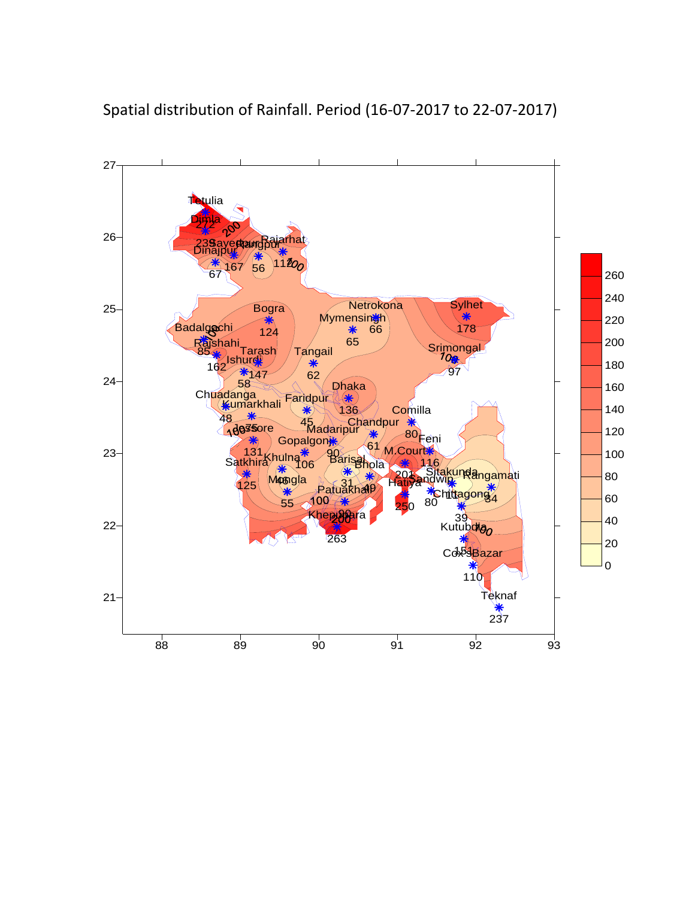Spatial distribution of Rainfall. Period (16-07-2017 to 22-07-2017)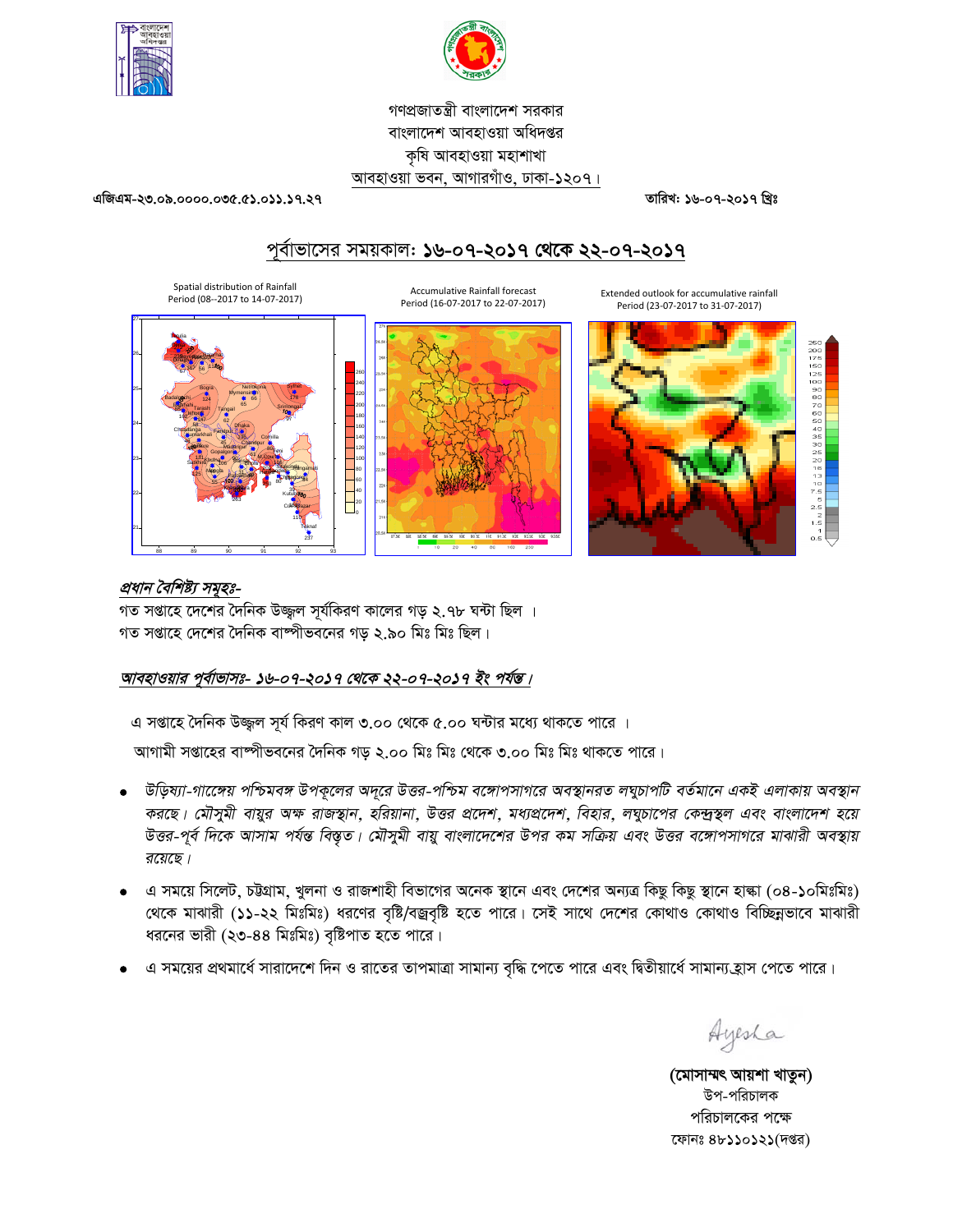গণপ্রজাতন্ত্রী বাংলাদেশ সরকার
বাংলাদেশ আবহাওয়া অধিদপ্তর
কৃষি আবহাওয়া মহাশাখা
আবহাওয়া ভবন, আগারগাঁও, ঢাকা-১২০৭।

এজিএম-২৩.০৯.০০০০.০৩৫.৫১.০১১.১৭.২৭

তারিখ: ১৬-০৭-২০১৭ খ্রিঃ

## পূর্বাভাসের সময়কাল: ১৬-০৭-২০১৭ থেকে ২২-০৭-২০১৭

Spatial distribution of Rainfall
Period (08--2017 to 14-07-2017)

Accumulative Rainfall forecast
Period (16-07-2017 to 22-07-2017)

Extended outlook for accumulative rainfall
Period (23-07-2017 to 31-07-2017)

***প্রধান বৈশিষ্ট্য সমূহঃ-***

গত সপ্তাহে দেশের দৈনিক উজ্জ্বল সূর্যকিরণ কালের গড় ২.৭৮ ঘন্টা ছিল ।
গত সপ্তাহে দেশের দৈনিক বাষ্পীভবনের গড় ২.৯০ মিঃ মিঃ ছিল।

***আবহাওয়ার পূর্বাভাসঃ- ১৬-০৭-২০১৭ থেকে ২২-০৭-২০১৭ ইং পর্যন্ত।***

এ সপ্তাহে দৈনিক উজ্জ্বল সূর্য কিরণ কাল ৩.০০ থেকে ৫.০০ ঘন্টার মধ্যে থাকতে পারে ।

আগামী সপ্তাহের বাষ্পীভবনের দৈনিক গড় ২.০০ মিঃ মিঃ থেকে ৩.০০ মিঃ মিঃ থাকতে পারে।

- *উড়িষ্যা-গাঙ্গেয় পশ্চিমবঙ্গ উপকূলের অদূরে উত্তর-পশ্চিম বঙ্গোপসাগরে অবস্থানরত লঘুচাপটি বর্তমানে একই এলাকায় অবস্থান করছে। মৌসুমী বায়ুর অক্ষ রাজস্থান, হরিয়ানা, উত্তর প্রদেশ, মধ্যপ্রদেশ, বিহার, লঘুচাপের কেন্দ্রস্থল এবং বাংলাদেশ হয়ে উত্তর-পূর্ব দিকে আসাম পর্যন্ত বিস্তৃত। মৌসুমী বায়ু বাংলাদেশের উপর কম সক্রিয় এবং উত্তর বঙ্গোপসাগরে মাঝারী অবস্থায় রয়েছে।*
- এ সময়ে সিলেট, চট্টগ্রাম, খুলনা ও রাজশাহী বিভাগের অনেক স্থানে এবং দেশের অন্যত্র কিছু কিছু স্থানে হাল্কা (০৪-১০মিঃমিঃ) থেকে মাঝারী (১১-২২ মিঃমিঃ) ধরণের বৃষ্টি/বজ্রবৃষ্টি হতে পারে। সেই সাথে দেশের কোথাও কোথাও বিচ্ছিন্নভাবে মাঝারী ধরনের ভারী (২৩-৪৪ মিঃমিঃ) বৃষ্টিপাত হতে পারে।
- এ সময়ের প্রথমার্ধে সারাদেশে দিন ও রাতের তাপমাত্রা সামান্য বৃদ্ধি পেতে পারে এবং দ্বিতীয়ার্ধে সামান্য হ্রাস পেতে পারে।

Ayesha

**(মোসাম্মৎ আয়শা খাতুন)**
উপ-পরিচালক
পরিচালকের পক্ষে
ফোনঃ ৪৮১১০১২১(দপ্তর)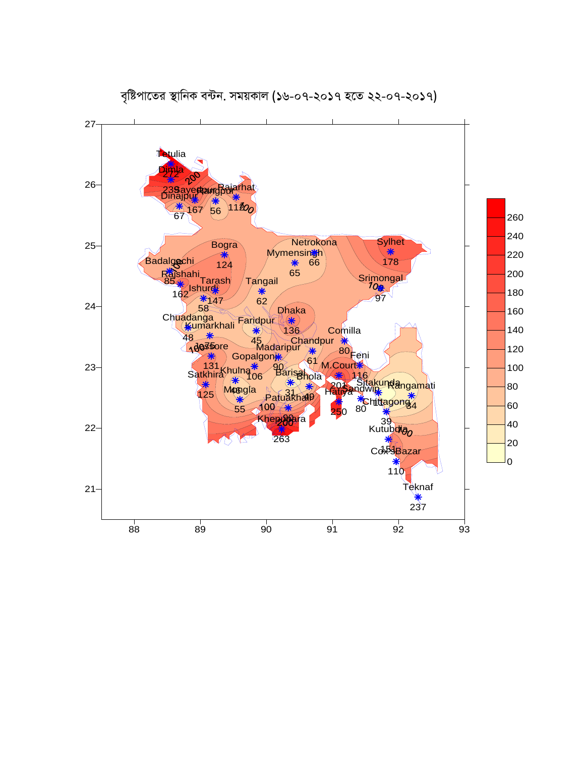বৃষ্টিপাতের স্থানিক বন্টন. সময়কাল (১৬-০৭-২০১৭ হতে ২২-০৭-২০১৭)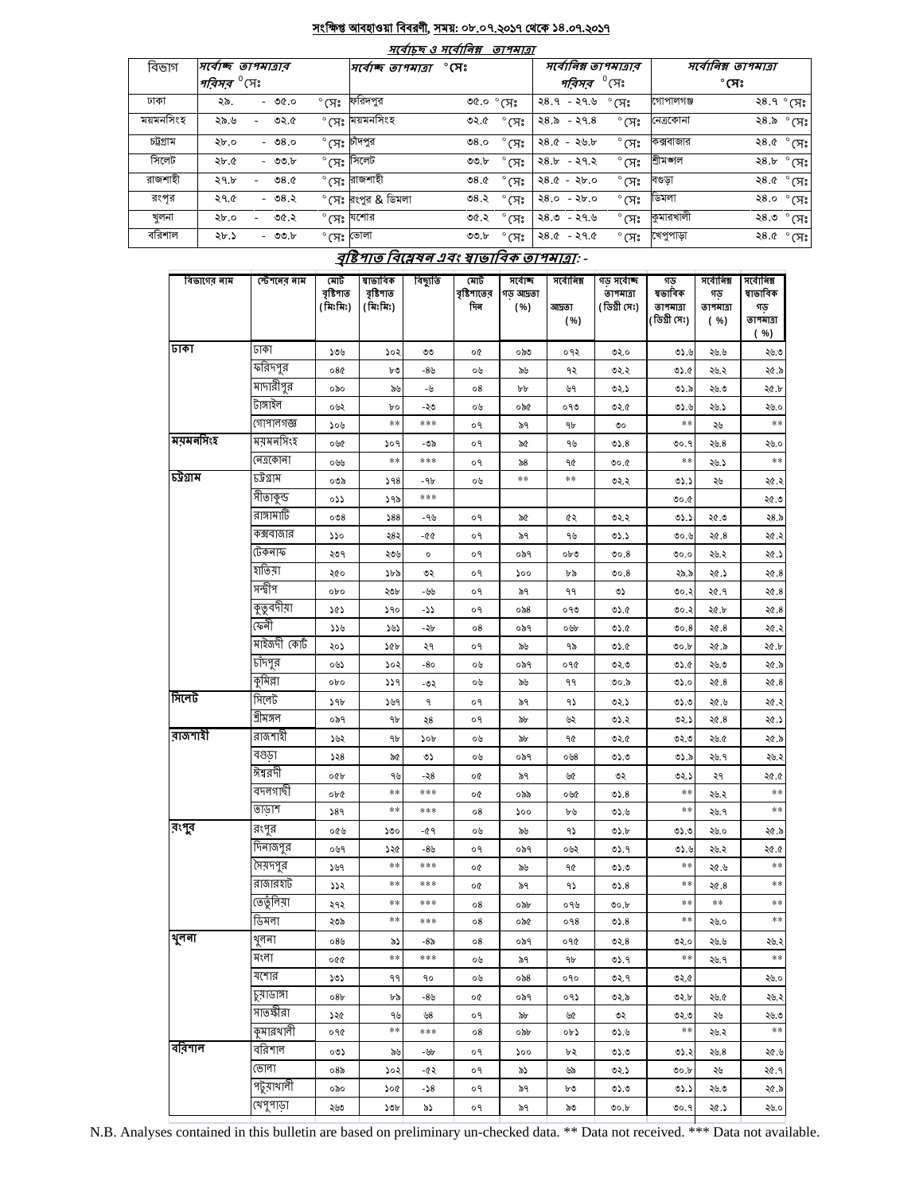## সংক্ষিপ্ত আবহাওয়া বিবরণী, সময়: ০৮.০৭.২০১৭ থেকে ১৪.০৭.২০১৭

### সর্বোচ্চ ও সর্বোনিম্ন তাপমাত্রা

| বিভাগ | সর্বোচ্চ তাপমাত্রার পরিসর °সেঃ | সর্বোচ্চ তাপমাত্রা °সেঃ | | সর্বোনিম্ন তাপমাত্রার পরিসর °সেঃ | সর্বোনিম্ন তাপমাত্রা °সেঃ | |
|---|---|---|---|---|---|---|
| ঢাকা | ২৯. - ৩৫.০ °সেঃ | ফরিদপুর | ৩৫.০ °সেঃ | ২৪.৭ - ২৭.৬ °সেঃ | গোপালগঞ্জ | ২৪.৭ °সেঃ |
| ময়মনসিংহ | ২৯.৬ - ৩২.৫ °সেঃ | ময়মনসিংহ | ৩২.৫ °সেঃ | ২৪.৯ - ২৭.৪ °সেঃ | নেত্রকোনা | ২৪.৯ °সেঃ |
| চট্টগ্রাম | ২৮.০ - ৩৪.০ °সেঃ | চাঁদপুর | ৩৪.০ °সেঃ | ২৪.৫ - ২৬.৮ °সেঃ | কক্সবাজার | ২৪.৫ °সেঃ |
| সিলেট | ২৮.৫ - ৩৩.৮ °সেঃ | সিলেট | ৩৩.৮ °সেঃ | ২৪.৮ - ২৭.২ °সেঃ | শ্রীমঙ্গল | ২৪.৮ °সেঃ |
| রাজশাহী | ২৭.৮ - ৩৪.৫ °সেঃ | রাজশাহী | ৩৪.৫ °সেঃ | ২৪.৫ - ২৮.০ °সেঃ | বগুড়া | ২৪.৫ °সেঃ |
| রংপুর | ২৭.৫ - ৩৪.২ °সেঃ | রংপুর & ডিমলা | ৩৪.২ °সেঃ | ২৪.০ - ২৮.০ °সেঃ | ডিমলা | ২৪.০ °সেঃ |
| খুলনা | ২৮.০ - ৩৫.২ °সেঃ | যশোর | ৩৫.২ °সেঃ | ২৪.৩ - ২৭.৬ °সেঃ | কুমারখালী | ২৪.৩ °সেঃ |
| বরিশাল | ২৮.১ - ৩৩.৮ °সেঃ | ভোলা | ৩৩.৮ °সেঃ | ২৪.৫ - ২৭.৫ °সেঃ | খেপুপাড়া | ২৪.৫ °সেঃ |

### বৃষ্টিপাত বিশ্লেষন এবং স্বাভাবিক তাপমাত্রা: -

| বিভাগের নাম | স্টেশনের নাম | মোট বৃষ্টিপাত (মিঃমিঃ) | স্বাভাবিক বৃষ্টিপাত (মিঃমিঃ) | বিচ্যুতি | মোট বৃষ্টিপাতের দিন | সর্বোচ্চ গড় আদ্রতা (%) | সর্বোনিম্ন আদ্রতা (%) | গড় সর্বোচ্চ তাপমাত্রা (ডিগ্রী সেঃ) | গড় স্বাভাবিক তাপমাত্রা (ডিগ্রী সেঃ) | সর্বোনিম্ন গড় তাপমাত্রা (%) | সর্বোনিম্ন স্বাভাবিক গড় তাপমাত্রা (%) |
|---|---|---|---|---|---|---|---|---|---|---|---|
| ঢাকা | ঢাকা | ১৩৬ | ১০২ | ৩৩ | ০৫ | ০৯৩ | ০৭২ | ৩২.০ | ৩১.৬ | ২৬.৬ | ২৬.৩ |
| | ফরিদপুর | ০৪৫ | ৮৩ | -৪৬ | ০৬ | ৯৬ | ৭২ | ৩২.২ | ৩১.৫ | ২৬.২ | ২৫.৯ |
| | মাদারীপুর | ০৯০ | ৯৬ | -৬ | ০৪ | ৮৮ | ৬৭ | ৩২.১ | ৩১.৯ | ২৬.৩ | ২৫.৮ |
| | টাঙ্গাইল | ০৬২ | ৮০ | -২৩ | ০৬ | ০৯৫ | ০৭৩ | ৩২.৫ | ৩১.৬ | ২৬.১ | ২৬.০ |
| | গোপালগঞ্জ | ১০৬ | ** | *** | ০৭ | ৯৭ | ৭৮ | ৩০ | ** | ২৬ | ** |
| ময়মনসিংহ | ময়মনসিংহ | ০৬৫ | ১০৭ | -৩৯ | ০৭ | ৯৫ | ৭৬ | ৩১.৪ | ৩০.৭ | ২৬.৪ | ২৬.০ |
| | নেত্রকোনা | ০৬৬ | ** | *** | ০৭ | ৯৪ | ৭৫ | ৩০.৫ | ** | ২৬.১ | ** |
| চট্টগ্রাম | চট্টগ্রাম | ০৩৯ | ১৭৪ | -৭৮ | ০৬ | ** | ** | ৩২.২ | ৩১.১ | ২৬ | ২৫.২ |
| | সীতাকুন্ড | ০১১ | ১৭৯ | *** | | | | | ৩০.৫ | | ২৫.৩ |
| | রাঙ্গামাটি | ০৩৪ | ১৪৪ | -৭৬ | ০৭ | ৯৫ | ৫২ | ৩২.২ | ৩১.১ | ২৫.৩ | ২৪.৯ |
| | কক্সবাজার | ১১০ | ২৪২ | -৫৫ | ০৭ | ৯৭ | ৭৬ | ৩১.১ | ৩০.৬ | ২৫.৪ | ২৫.২ |
| | টেকনাফ | ২৩৭ | ২৩৬ | ০ | ০৭ | ০৯৭ | ০৮৩ | ৩০.৪ | ৩০.০ | ২৬.২ | ২৫.১ |
| | হাতিয়া | ২৫০ | ১৮৯ | ৩২ | ০৭ | ১০০ | ৮৯ | ৩০.৪ | ২৯.৯ | ২৫.১ | ২৫.৪ |
| | সন্দ্বীপ | ০৮০ | ২৩৮ | -৬৬ | ০৭ | ৯৭ | ৭৭ | ৩১ | ৩০.২ | ২৫.৭ | ২৫.৪ |
| | কুতুবদীয়া | ১৫১ | ১৭০ | -১১ | ০৭ | ০৯৪ | ০৭৩ | ৩১.৫ | ৩০.২ | ২৫.৮ | ২৫.৪ |
| | ফেনী | ১১৬ | ১৬১ | -২৮ | ০৪ | ০৯৭ | ০৬৮ | ৩১.৫ | ৩০.৪ | ২৫.৪ | ২৫.২ |
| | মাইজদী কোর্ট | ২০১ | ১৫৮ | ২৭ | ০৭ | ৯৬ | ৭৯ | ৩১.৫ | ৩০.৮ | ২৫.৯ | ২৫.৮ |
| | চাঁদপুর | ০৬১ | ১০২ | -৪০ | ০৬ | ০৯৭ | ০৭৫ | ৩২.৩ | ৩১.৫ | ২৬.৩ | ২৫.৯ |
| | কুমিল্লা | ০৮০ | ১১৭ | -৩২ | ০৬ | ৯৬ | ৭৭ | ৩০.৯ | ৩১.০ | ২৫.৪ | ২৫.৪ |
| সিলেট | সিলেট | ১৭৮ | ১৬৭ | ৭ | ০৭ | ৯৭ | ৭১ | ৩২.১ | ৩১.৩ | ২৫.৬ | ২৫.২ |
| | শ্রীমঙ্গল | ০৯৭ | ৭৮ | ২৪ | ০৭ | ৯৮ | ৬২ | ৩১.২ | ৩২.১ | ২৫.৪ | ২৫.১ |
| রাজশাহী | রাজশাহী | ১৬২ | ৭৮ | ১০৮ | ০৬ | ৯৮ | ৭৫ | ৩২.৫ | ৩২.৩ | ২৬.৫ | ২৫.৯ |
| | বগুড়া | ১২৪ | ৯৫ | ৩১ | ০৬ | ০৯৭ | ০৬৪ | ৩১.৩ | ৩১.৯ | ২৬.৭ | ২৬.২ |
| | ঈশ্বরদী | ০৫৮ | ৭৬ | -২৪ | ০৫ | ৯৭ | ৬৫ | ৩২ | ৩২.১ | ২৭ | ২৫.৫ |
| | বদলগাছী | ০৮৫ | ** | *** | ০৫ | ০৯৯ | ০৬৫ | ৩১.৪ | ** | ২৬.২ | ** |
| | তাড়াশ | ১৪৭ | ** | *** | ০৪ | ১০০ | ৮৬ | ৩১.৬ | ** | ২৬.৭ | ** |
| রংপুর | রংপুর | ০৫৬ | ১৩০ | -৫৭ | ০৬ | ৯৬ | ৭১ | ৩১.৮ | ৩১.৩ | ২৬.০ | ২৫.৯ |
| | দিনাজপুর | ০৬৭ | ১২৫ | -৪৬ | ০৭ | ০৯৭ | ০৬২ | ৩১.৭ | ৩১.৬ | ২৬.২ | ২৫.৫ |
| | সৈয়দপুর | ১৬৭ | ** | *** | ০৫ | ৯৬ | ৭৫ | ৩১.৩ | ** | ২৫.৬ | ** |
| | রাজারহাট | ১১২ | ** | *** | ০৫ | ৯৭ | ৭১ | ৩১.৪ | ** | ২৫.৪ | ** |
| | তেঁতুলিয়া | ২৭২ | ** | *** | ০৪ | ০৯৮ | ০৭৬ | ৩০.৮ | ** | ** | ** |
| | ডিমলা | ২৩৯ | ** | *** | ০৪ | ০৯৫ | ০৭৪ | ৩১.৪ | ** | ২৬.০ | ** |
| খুলনা | খুলনা | ০৪৬ | ৯১ | -৪৯ | ০৪ | ০৯৭ | ০৭৫ | ৩২.৪ | ৩২.০ | ২৬.৬ | ২৬.২ |
| | মংলা | ০৫৫ | ** | *** | ০৬ | ৯৭ | ৭৮ | ৩১.৭ | ** | ২৬.৭ | ** |
| | যশোর | ১৩১ | ৭৭ | ৭০ | ০৬ | ০৯৪ | ০৭০ | ৩২.৭ | ৩২.৫ | | ২৬.০ |
| | চুয়াডাঙ্গা | ০৪৮ | ৮৯ | -৪৬ | ০৫ | ০৯৭ | ০৭১ | ৩২.৯ | ৩২.৮ | ২৬.৫ | ২৬.২ |
| | সাতক্ষীরা | ১২৫ | ৭৬ | ৬৪ | ০৭ | ৯৮ | ৬৫ | ৩২ | ৩২.৩ | ২৬ | ২৬.৩ |
| | কুমারখালী | ০৭৫ | ** | *** | ০৪ | ০৯৮ | ০৮১ | ৩১.৬ | ** | ২৬.২ | ** |
| বরিশাল | বরিশাল | ০৩১ | ৯৬ | -৬৮ | ০৭ | ১০০ | ৮২ | ৩১.৩ | ৩১.২ | ২৬.৪ | ২৫.৬ |
| | ভোলা | ০৪৯ | ১০২ | -৫২ | ০৭ | ৯১ | ৬৯ | ৩২.১ | ৩০.৮ | ২৬ | ২৫.৭ |
| | পটুয়াখালী | ০৯০ | ১০৫ | -১৪ | ০৭ | ৯৭ | ৮৩ | ৩১.৩ | ৩১.১ | ২৬.৩ | ২৫.৯ |
| | খেপুপাড়া | ২৬৩ | ১৩৮ | ৯১ | ০৭ | ৯৭ | ৯৩ | ৩০.৮ | ৩০.৭ | ২৫.১ | ২৬.০ |

N.B. Analyses contained in this bulletin are based on preliminary un-checked data. ** Data not received. *** Data not available.